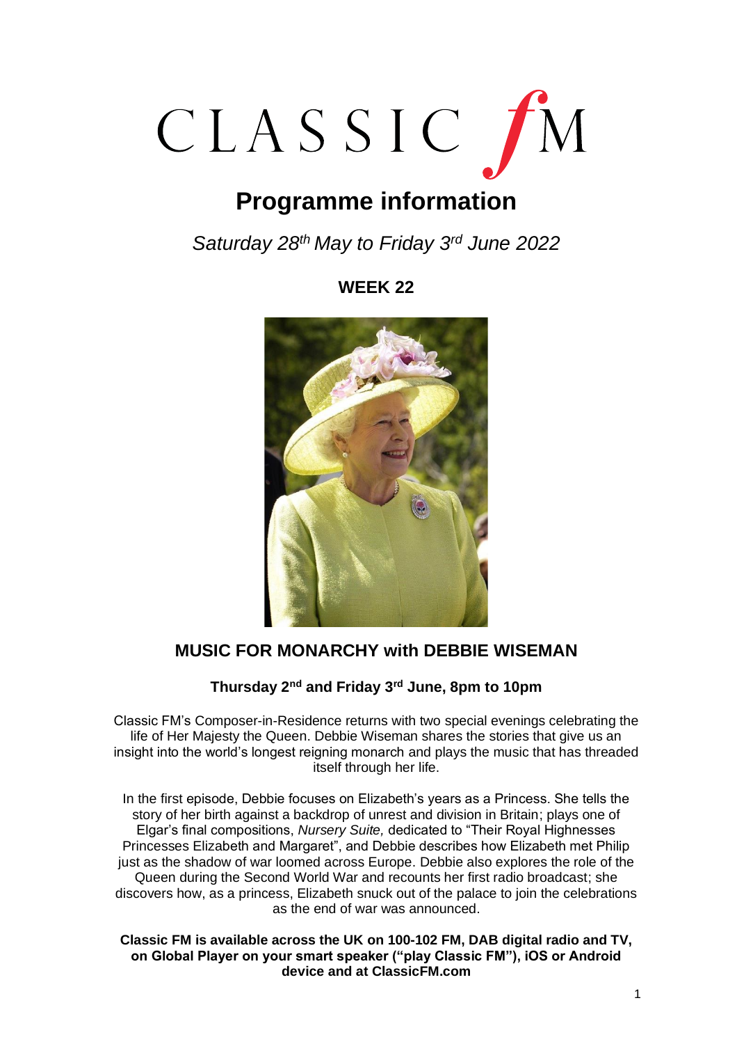CLASSIC fM

# Programme information

*Saturday 28th May to Friday 3rd June 2022*

**WEEK 22**

## MUSIC FOR MONARCHY with DEBBIE WISEMAN

**Thursday 2nd and Friday 3rd June, 8pm to 10pm**

Classic FM's Composer-in-Residence returns with two special evenings celebrating the life of Her Majesty the Queen. Debbie Wiseman shares the stories that give us an insight into the world's longest reigning monarch and plays the music that has threaded itself through her life.

In the first episode, Debbie focuses on Elizabeth's years as a Princess. She tells the story of her birth against a backdrop of unrest and division in Britain; plays one of Elgar's final compositions, *Nursery Suite,* dedicated to "Their Royal Highnesses Princesses Elizabeth and Margaret", and Debbie describes how Elizabeth met Philip just as the shadow of war loomed across Europe. Debbie also explores the role of the Queen during the Second World War and recounts her first radio broadcast; she discovers how, as a princess, Elizabeth snuck out of the palace to join the celebrations as the end of war was announced.

**Classic FM is available across the UK on 100-102 FM, DAB digital radio and TV, on Global Player on your smart speaker ("play Classic FM"), iOS or Android device and at ClassicFM.com**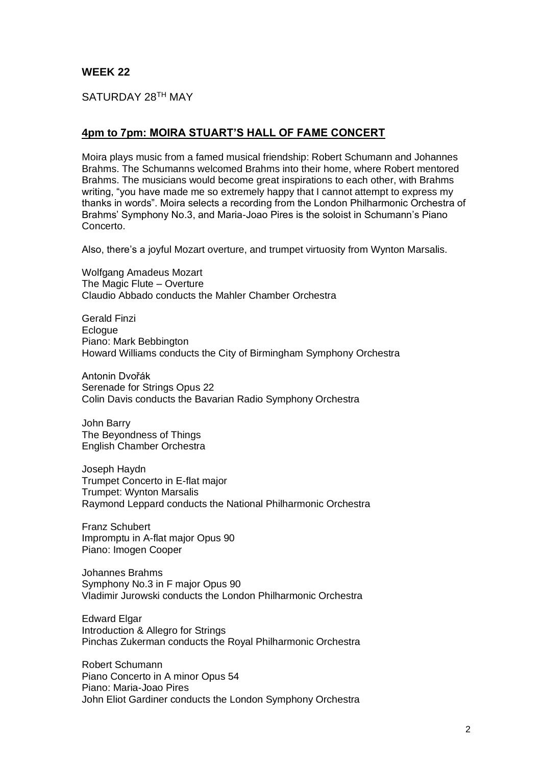## WEEK 22

SATURDAY 28TH MAY

### 4pm to 7pm: MOIRA STUART'S HALL OF FAME CONCERT

Moira plays music from a famed musical friendship: Robert Schumann and Johannes Brahms. The Schumanns welcomed Brahms into their home, where Robert mentored Brahms. The musicians would become great inspirations to each other, with Brahms writing, "you have made me so extremely happy that I cannot attempt to express my thanks in words". Moira selects a recording from the London Philharmonic Orchestra of Brahms' Symphony No.3, and Maria-Joao Pires is the soloist in Schumann's Piano Concerto.

Also, there's a joyful Mozart overture, and trumpet virtuosity from Wynton Marsalis.

Wolfgang Amadeus Mozart
The Magic Flute – Overture
Claudio Abbado conducts the Mahler Chamber Orchestra

Gerald Finzi
Eclogue
Piano: Mark Bebbington
Howard Williams conducts the City of Birmingham Symphony Orchestra

Antonin Dvořák
Serenade for Strings Opus 22
Colin Davis conducts the Bavarian Radio Symphony Orchestra

John Barry
The Beyondness of Things
English Chamber Orchestra

Joseph Haydn
Trumpet Concerto in E-flat major
Trumpet: Wynton Marsalis
Raymond Leppard conducts the National Philharmonic Orchestra

Franz Schubert
Impromptu in A-flat major Opus 90
Piano: Imogen Cooper

Johannes Brahms
Symphony No.3 in F major Opus 90
Vladimir Jurowski conducts the London Philharmonic Orchestra

Edward Elgar
Introduction & Allegro for Strings
Pinchas Zukerman conducts the Royal Philharmonic Orchestra

Robert Schumann
Piano Concerto in A minor Opus 54
Piano: Maria-Joao Pires
John Eliot Gardiner conducts the London Symphony Orchestra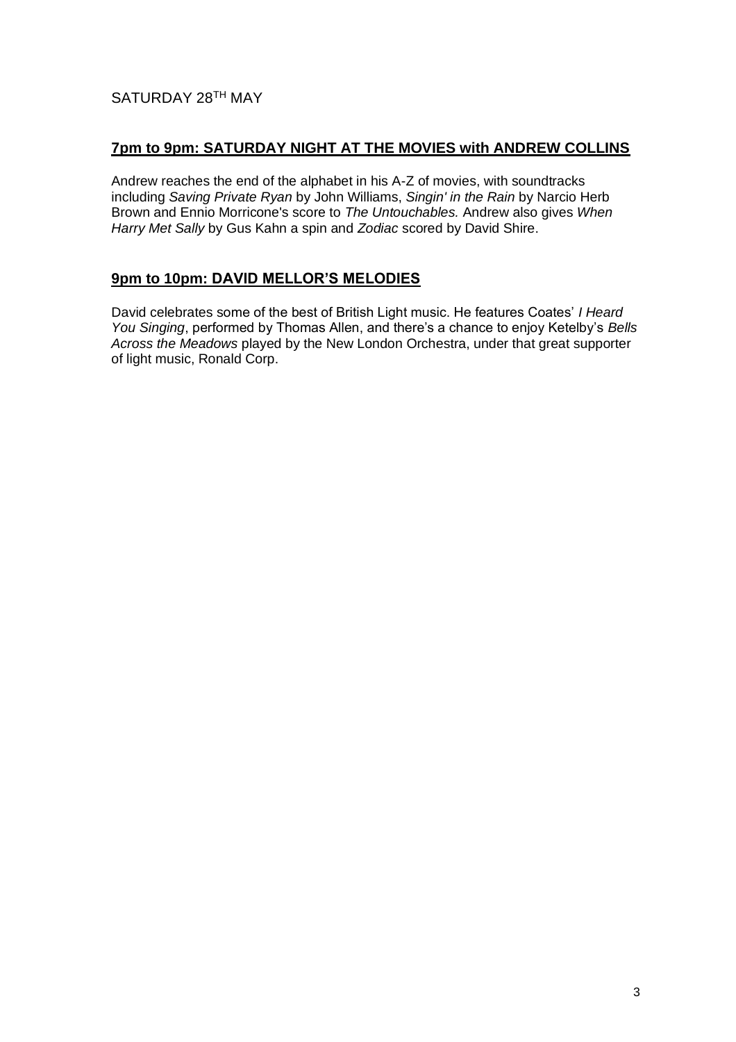SATURDAY 28TH MAY

## 7pm to 9pm: SATURDAY NIGHT AT THE MOVIES with ANDREW COLLINS

Andrew reaches the end of the alphabet in his A-Z of movies, with soundtracks including *Saving Private Ryan* by John Williams, *Singin' in the Rain* by Narcio Herb Brown and Ennio Morricone's score to *The Untouchables.* Andrew also gives *When Harry Met Sally* by Gus Kahn a spin and *Zodiac* scored by David Shire.

## 9pm to 10pm: DAVID MELLOR'S MELODIES

David celebrates some of the best of British Light music. He features Coates' *I Heard You Singing*, performed by Thomas Allen, and there's a chance to enjoy Ketelby's *Bells Across the Meadows* played by the New London Orchestra, under that great supporter of light music, Ronald Corp.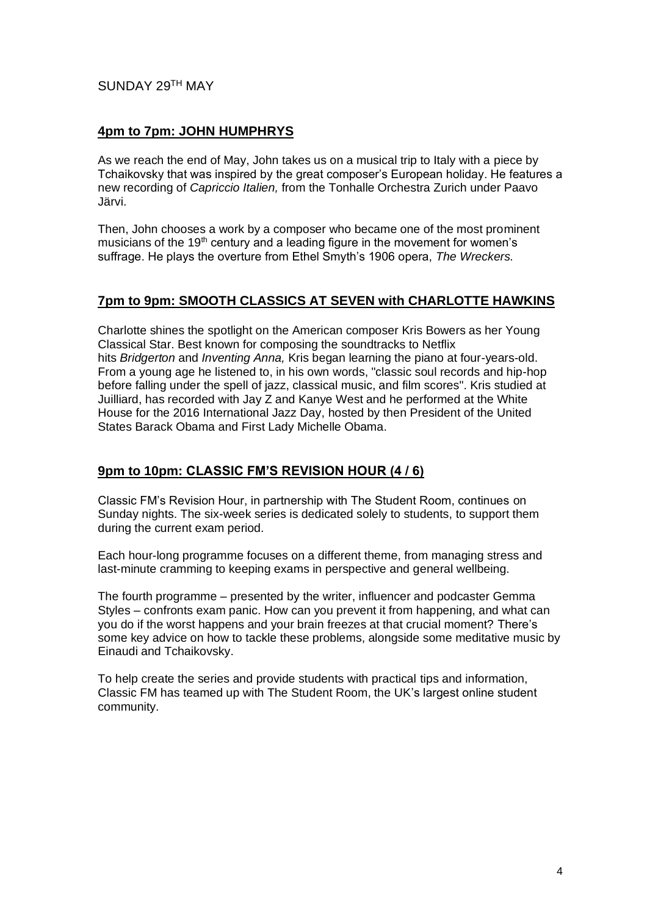SUNDAY 29TH MAY

## 4pm to 7pm: JOHN HUMPHRYS

As we reach the end of May, John takes us on a musical trip to Italy with a piece by Tchaikovsky that was inspired by the great composer's European holiday. He features a new recording of *Capriccio Italien,* from the Tonhalle Orchestra Zurich under Paavo Järvi.

Then, John chooses a work by a composer who became one of the most prominent musicians of the 19th century and a leading figure in the movement for women's suffrage. He plays the overture from Ethel Smyth's 1906 opera, *The Wreckers.*

## 7pm to 9pm: SMOOTH CLASSICS AT SEVEN with CHARLOTTE HAWKINS

Charlotte shines the spotlight on the American composer Kris Bowers as her Young Classical Star. Best known for composing the soundtracks to Netflix hits *Bridgerton* and *Inventing Anna,* Kris began learning the piano at four-years-old. From a young age he listened to, in his own words, "classic soul records and hip-hop before falling under the spell of jazz, classical music, and film scores". Kris studied at Juilliard, has recorded with Jay Z and Kanye West and he performed at the White House for the 2016 International Jazz Day, hosted by then President of the United States Barack Obama and First Lady Michelle Obama.

## 9pm to 10pm: CLASSIC FM'S REVISION HOUR (4 / 6)

Classic FM's Revision Hour, in partnership with The Student Room, continues on Sunday nights. The six-week series is dedicated solely to students, to support them during the current exam period.

Each hour-long programme focuses on a different theme, from managing stress and last-minute cramming to keeping exams in perspective and general wellbeing.

The fourth programme – presented by the writer, influencer and podcaster Gemma Styles – confronts exam panic. How can you prevent it from happening, and what can you do if the worst happens and your brain freezes at that crucial moment? There's some key advice on how to tackle these problems, alongside some meditative music by Einaudi and Tchaikovsky.

To help create the series and provide students with practical tips and information, Classic FM has teamed up with The Student Room, the UK's largest online student community.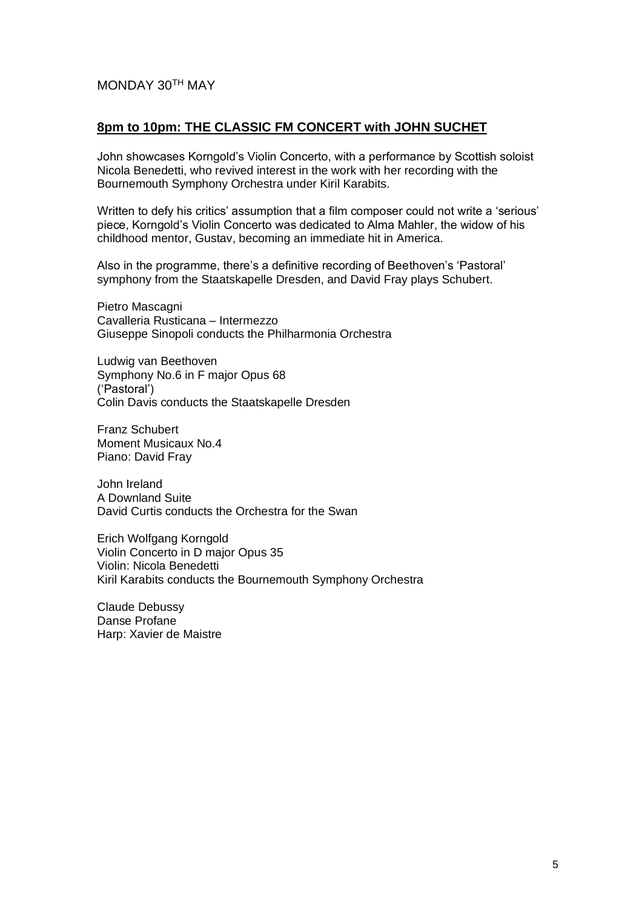MONDAY 30TH MAY

## **8pm to 10pm: THE CLASSIC FM CONCERT with JOHN SUCHET**

John showcases Korngold's Violin Concerto, with a performance by Scottish soloist Nicola Benedetti, who revived interest in the work with her recording with the Bournemouth Symphony Orchestra under Kiril Karabits.

Written to defy his critics' assumption that a film composer could not write a 'serious' piece, Korngold's Violin Concerto was dedicated to Alma Mahler, the widow of his childhood mentor, Gustav, becoming an immediate hit in America.

Also in the programme, there's a definitive recording of Beethoven's 'Pastoral' symphony from the Staatskapelle Dresden, and David Fray plays Schubert.

Pietro Mascagni
Cavalleria Rusticana – Intermezzo
Giuseppe Sinopoli conducts the Philharmonia Orchestra

Ludwig van Beethoven
Symphony No.6 in F major Opus 68
('Pastoral')
Colin Davis conducts the Staatskapelle Dresden

Franz Schubert
Moment Musicaux No.4
Piano: David Fray

John Ireland
A Downland Suite
David Curtis conducts the Orchestra for the Swan

Erich Wolfgang Korngold
Violin Concerto in D major Opus 35
Violin: Nicola Benedetti
Kiril Karabits conducts the Bournemouth Symphony Orchestra

Claude Debussy
Danse Profane
Harp: Xavier de Maistre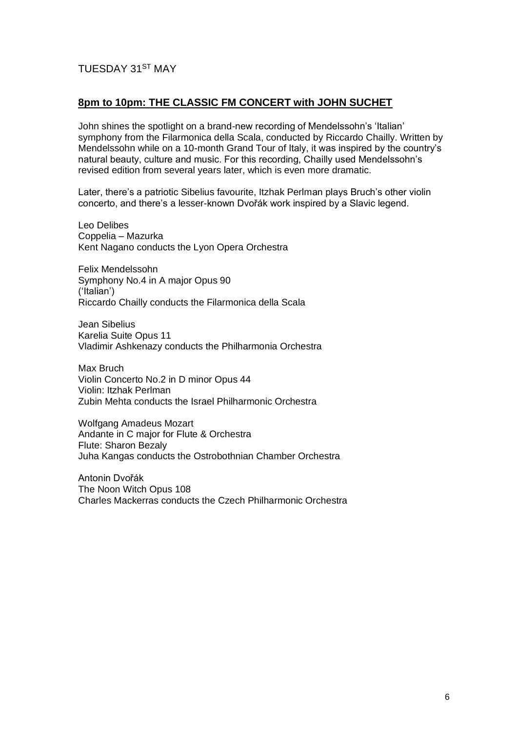TUESDAY 31ST MAY

## **8pm to 10pm: THE CLASSIC FM CONCERT with JOHN SUCHET**

John shines the spotlight on a brand-new recording of Mendelssohn's 'Italian' symphony from the Filarmonica della Scala, conducted by Riccardo Chailly. Written by Mendelssohn while on a 10-month Grand Tour of Italy, it was inspired by the country's natural beauty, culture and music. For this recording, Chailly used Mendelssohn's revised edition from several years later, which is even more dramatic.

Later, there's a patriotic Sibelius favourite, Itzhak Perlman plays Bruch's other violin concerto, and there's a lesser-known Dvořák work inspired by a Slavic legend.

Leo Delibes
Coppelia – Mazurka
Kent Nagano conducts the Lyon Opera Orchestra

Felix Mendelssohn
Symphony No.4 in A major Opus 90
('Italian')
Riccardo Chailly conducts the Filarmonica della Scala

Jean Sibelius
Karelia Suite Opus 11
Vladimir Ashkenazy conducts the Philharmonia Orchestra

Max Bruch
Violin Concerto No.2 in D minor Opus 44
Violin: Itzhak Perlman
Zubin Mehta conducts the Israel Philharmonic Orchestra

Wolfgang Amadeus Mozart
Andante in C major for Flute & Orchestra
Flute: Sharon Bezaly
Juha Kangas conducts the Ostrobothnian Chamber Orchestra

Antonin Dvořák
The Noon Witch Opus 108
Charles Mackerras conducts the Czech Philharmonic Orchestra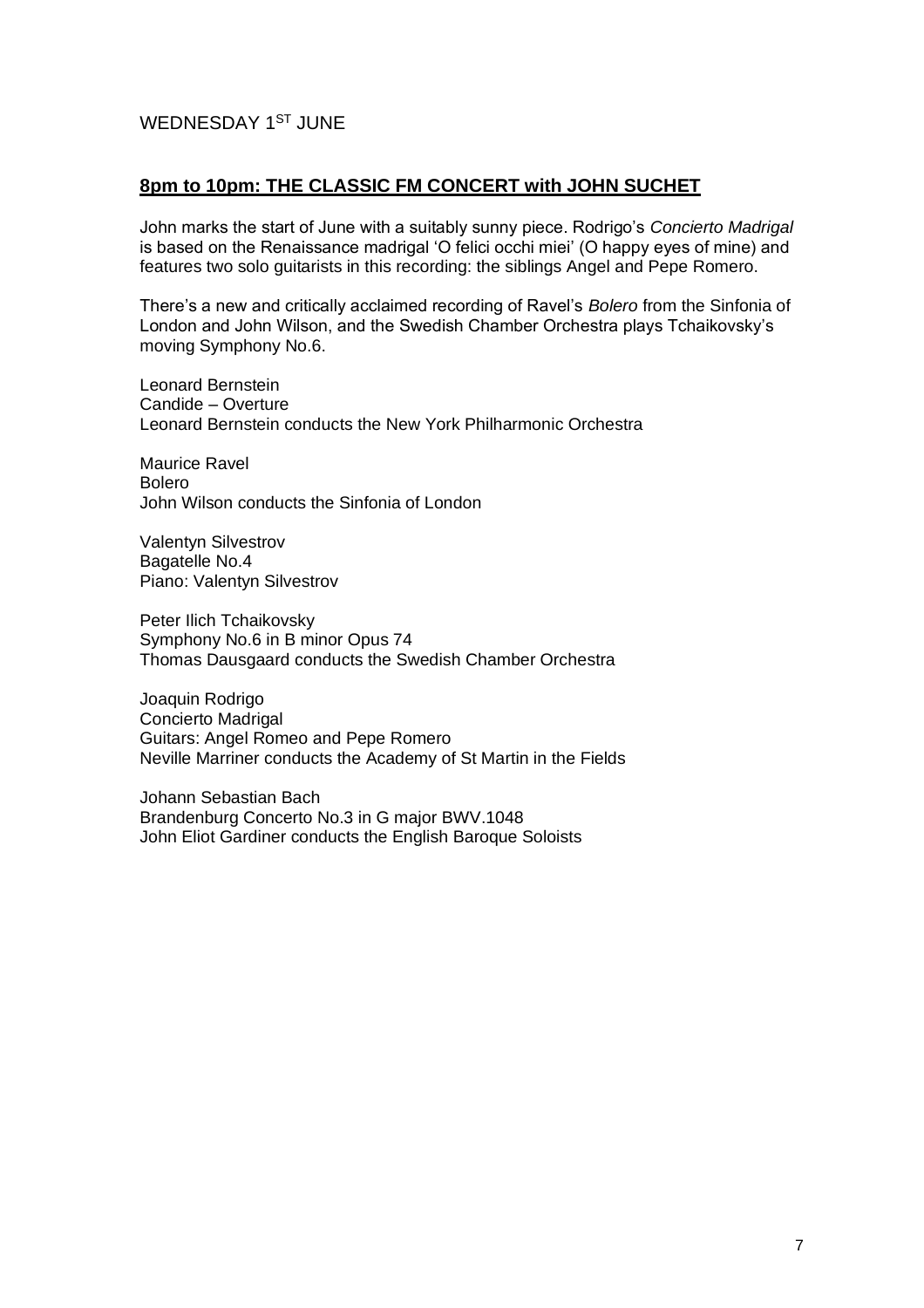WEDNESDAY 1ST JUNE

## 8pm to 10pm: THE CLASSIC FM CONCERT with JOHN SUCHET

John marks the start of June with a suitably sunny piece. Rodrigo's *Concierto Madrigal* is based on the Renaissance madrigal 'O felici occhi miei' (O happy eyes of mine) and features two solo guitarists in this recording: the siblings Angel and Pepe Romero.

There's a new and critically acclaimed recording of Ravel's *Bolero* from the Sinfonia of London and John Wilson, and the Swedish Chamber Orchestra plays Tchaikovsky's moving Symphony No.6.

Leonard Bernstein
Candide – Overture
Leonard Bernstein conducts the New York Philharmonic Orchestra

Maurice Ravel
Bolero
John Wilson conducts the Sinfonia of London

Valentyn Silvestrov
Bagatelle No.4
Piano: Valentyn Silvestrov

Peter Ilich Tchaikovsky
Symphony No.6 in B minor Opus 74
Thomas Dausgaard conducts the Swedish Chamber Orchestra

Joaquin Rodrigo
Concierto Madrigal
Guitars: Angel Romeo and Pepe Romero
Neville Marriner conducts the Academy of St Martin in the Fields

Johann Sebastian Bach
Brandenburg Concerto No.3 in G major BWV.1048
John Eliot Gardiner conducts the English Baroque Soloists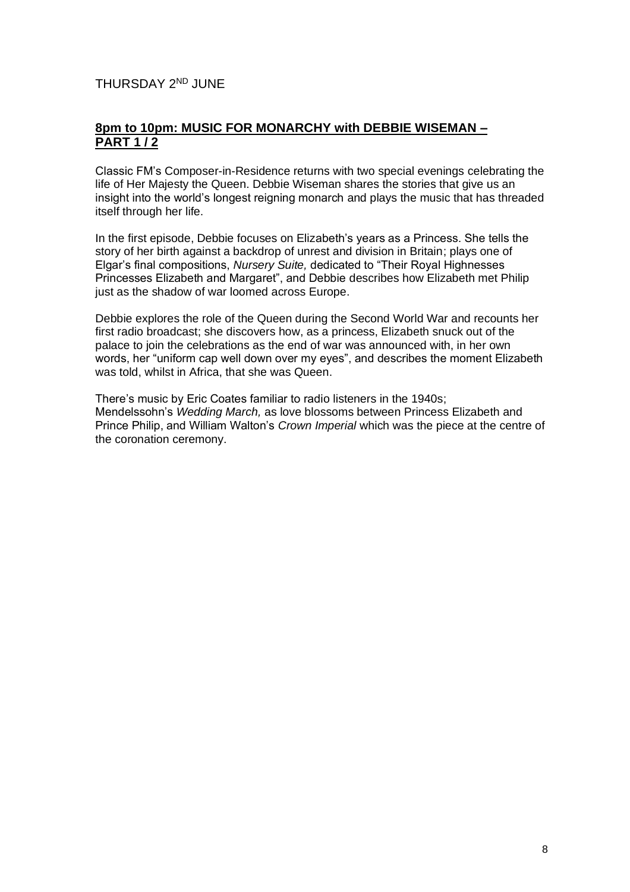THURSDAY 2ND JUNE

## 8pm to 10pm: MUSIC FOR MONARCHY with DEBBIE WISEMAN – PART 1 / 2

Classic FM's Composer-in-Residence returns with two special evenings celebrating the life of Her Majesty the Queen. Debbie Wiseman shares the stories that give us an insight into the world's longest reigning monarch and plays the music that has threaded itself through her life.

In the first episode, Debbie focuses on Elizabeth's years as a Princess. She tells the story of her birth against a backdrop of unrest and division in Britain; plays one of Elgar's final compositions, *Nursery Suite,* dedicated to "Their Royal Highnesses Princesses Elizabeth and Margaret", and Debbie describes how Elizabeth met Philip just as the shadow of war loomed across Europe.

Debbie explores the role of the Queen during the Second World War and recounts her first radio broadcast; she discovers how, as a princess, Elizabeth snuck out of the palace to join the celebrations as the end of war was announced with, in her own words, her "uniform cap well down over my eyes", and describes the moment Elizabeth was told, whilst in Africa, that she was Queen.

There's music by Eric Coates familiar to radio listeners in the 1940s; Mendelssohn's *Wedding March,* as love blossoms between Princess Elizabeth and Prince Philip, and William Walton's *Crown Imperial* which was the piece at the centre of the coronation ceremony.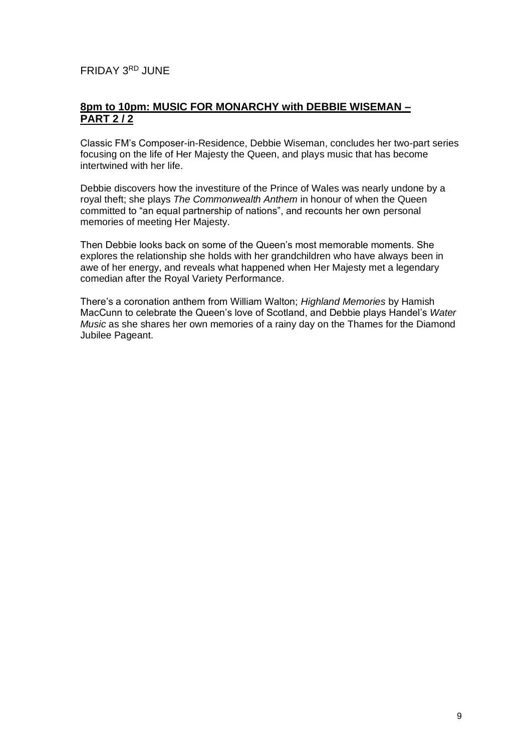FRIDAY 3RD JUNE

## 8pm to 10pm: MUSIC FOR MONARCHY with DEBBIE WISEMAN – PART 2 / 2

Classic FM's Composer-in-Residence, Debbie Wiseman, concludes her two-part series focusing on the life of Her Majesty the Queen, and plays music that has become intertwined with her life.

Debbie discovers how the investiture of the Prince of Wales was nearly undone by a royal theft; she plays *The Commonwealth Anthem* in honour of when the Queen committed to "an equal partnership of nations", and recounts her own personal memories of meeting Her Majesty.

Then Debbie looks back on some of the Queen's most memorable moments. She explores the relationship she holds with her grandchildren who have always been in awe of her energy, and reveals what happened when Her Majesty met a legendary comedian after the Royal Variety Performance.

There's a coronation anthem from William Walton; *Highland Memories* by Hamish MacCunn to celebrate the Queen's love of Scotland, and Debbie plays Handel's *Water Music* as she shares her own memories of a rainy day on the Thames for the Diamond Jubilee Pageant.